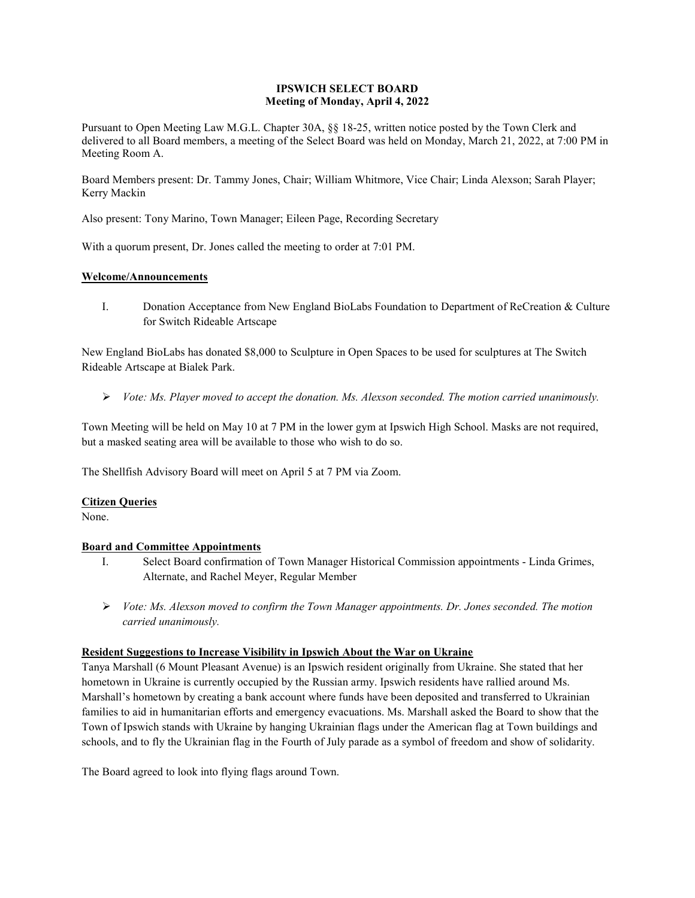**IPSWICH SELECT BOARD**
**Meeting of Monday, April 4, 2022**

Pursuant to Open Meeting Law M.G.L. Chapter 30A, §§ 18-25, written notice posted by the Town Clerk and delivered to all Board members, a meeting of the Select Board was held on Monday, March 21, 2022, at 7:00 PM in Meeting Room A.

Board Members present: Dr. Tammy Jones, Chair; William Whitmore, Vice Chair; Linda Alexson; Sarah Player; Kerry Mackin

Also present: Tony Marino, Town Manager; Eileen Page, Recording Secretary

With a quorum present, Dr. Jones called the meeting to order at 7:01 PM.

**Welcome/Announcements**

I. Donation Acceptance from New England BioLabs Foundation to Department of ReCreation & Culture for Switch Rideable Artscape

New England BioLabs has donated $8,000 to Sculpture in Open Spaces to be used for sculptures at The Switch Rideable Artscape at Bialek Park.

- *Vote: Ms. Player moved to accept the donation. Ms. Alexson seconded. The motion carried unanimously.*

Town Meeting will be held on May 10 at 7 PM in the lower gym at Ipswich High School. Masks are not required, but a masked seating area will be available to those who wish to do so.

The Shellfish Advisory Board will meet on April 5 at 7 PM via Zoom.

**Citizen Queries**

None.

**Board and Committee Appointments**

I. Select Board confirmation of Town Manager Historical Commission appointments - Linda Grimes, Alternate, and Rachel Meyer, Regular Member

- *Vote: Ms. Alexson moved to confirm the Town Manager appointments. Dr. Jones seconded. The motion carried unanimously.*

**Resident Suggestions to Increase Visibility in Ipswich About the War on Ukraine**

Tanya Marshall (6 Mount Pleasant Avenue) is an Ipswich resident originally from Ukraine. She stated that her hometown in Ukraine is currently occupied by the Russian army. Ipswich residents have rallied around Ms. Marshall's hometown by creating a bank account where funds have been deposited and transferred to Ukrainian families to aid in humanitarian efforts and emergency evacuations. Ms. Marshall asked the Board to show that the Town of Ipswich stands with Ukraine by hanging Ukrainian flags under the American flag at Town buildings and schools, and to fly the Ukrainian flag in the Fourth of July parade as a symbol of freedom and show of solidarity.

The Board agreed to look into flying flags around Town.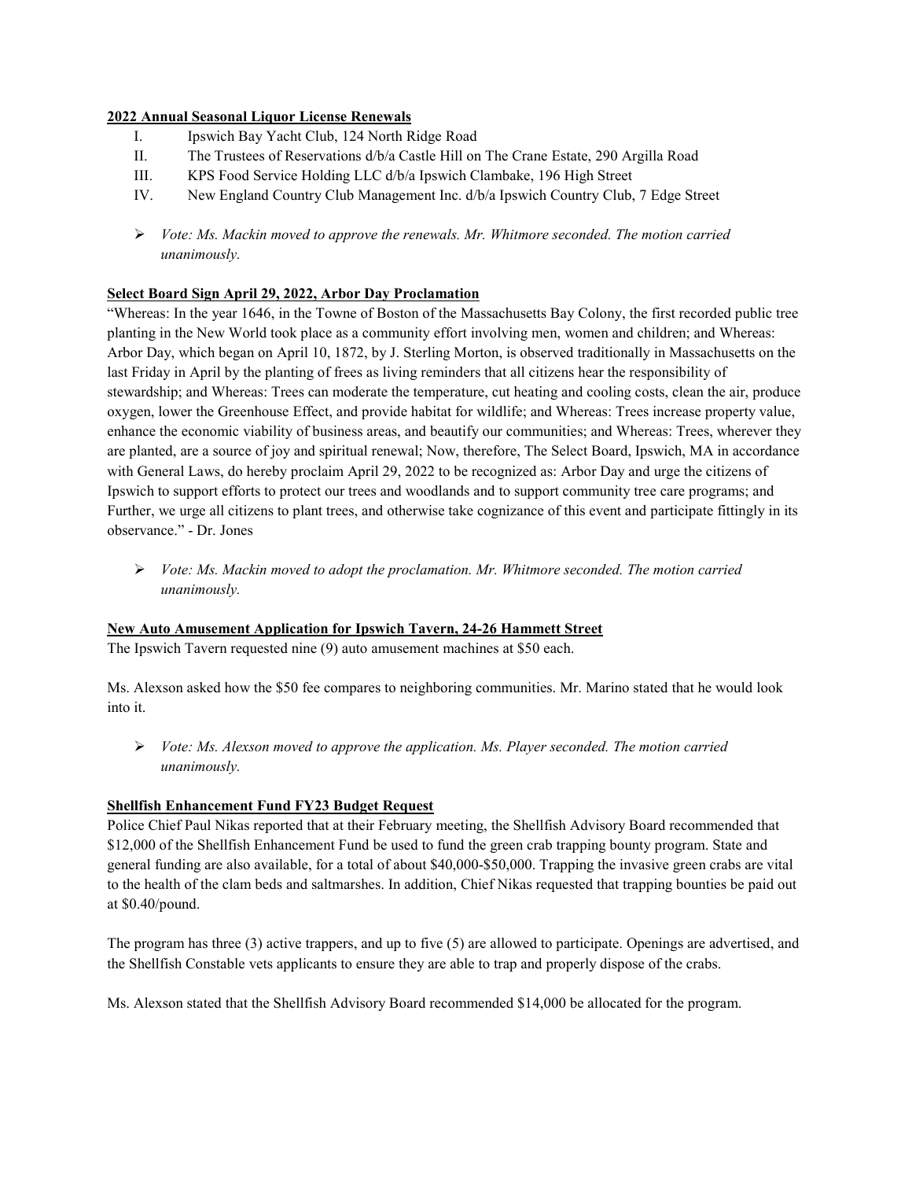**2022 Annual Seasonal Liquor License Renewals**

I. Ipswich Bay Yacht Club, 124 North Ridge Road
II. The Trustees of Reservations d/b/a Castle Hill on The Crane Estate, 290 Argilla Road
III. KPS Food Service Holding LLC d/b/a Ipswich Clambake, 196 High Street
IV. New England Country Club Management Inc. d/b/a Ipswich Country Club, 7 Edge Street

- *Vote: Ms. Mackin moved to approve the renewals. Mr. Whitmore seconded. The motion carried unanimously.*

**Select Board Sign April 29, 2022, Arbor Day Proclamation**

"Whereas: In the year 1646, in the Towne of Boston of the Massachusetts Bay Colony, the first recorded public tree planting in the New World took place as a community effort involving men, women and children; and Whereas: Arbor Day, which began on April 10, 1872, by J. Sterling Morton, is observed traditionally in Massachusetts on the last Friday in April by the planting of frees as living reminders that all citizens hear the responsibility of stewardship; and Whereas: Trees can moderate the temperature, cut heating and cooling costs, clean the air, produce oxygen, lower the Greenhouse Effect, and provide habitat for wildlife; and Whereas: Trees increase property value, enhance the economic viability of business areas, and beautify our communities; and Whereas: Trees, wherever they are planted, are a source of joy and spiritual renewal; Now, therefore, The Select Board, Ipswich, MA in accordance with General Laws, do hereby proclaim April 29, 2022 to be recognized as: Arbor Day and urge the citizens of Ipswich to support efforts to protect our trees and woodlands and to support community tree care programs; and Further, we urge all citizens to plant trees, and otherwise take cognizance of this event and participate fittingly in its observance." - Dr. Jones

- *Vote: Ms. Mackin moved to adopt the proclamation. Mr. Whitmore seconded. The motion carried unanimously.*

**New Auto Amusement Application for Ipswich Tavern, 24-26 Hammett Street**

The Ipswich Tavern requested nine (9) auto amusement machines at $50 each.

Ms. Alexson asked how the $50 fee compares to neighboring communities. Mr. Marino stated that he would look into it.

- *Vote: Ms. Alexson moved to approve the application. Ms. Player seconded. The motion carried unanimously.*

**Shellfish Enhancement Fund FY23 Budget Request**

Police Chief Paul Nikas reported that at their February meeting, the Shellfish Advisory Board recommended that $12,000 of the Shellfish Enhancement Fund be used to fund the green crab trapping bounty program. State and general funding are also available, for a total of about $40,000-$50,000. Trapping the invasive green crabs are vital to the health of the clam beds and saltmarshes. In addition, Chief Nikas requested that trapping bounties be paid out at $0.40/pound.

The program has three (3) active trappers, and up to five (5) are allowed to participate. Openings are advertised, and the Shellfish Constable vets applicants to ensure they are able to trap and properly dispose of the crabs.

Ms. Alexson stated that the Shellfish Advisory Board recommended $14,000 be allocated for the program.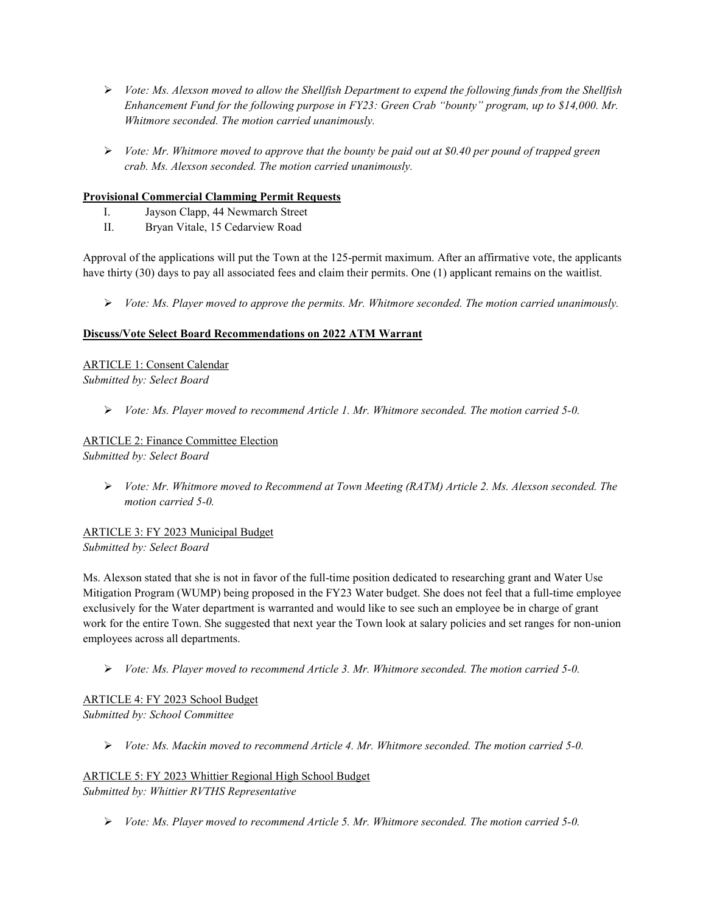- *Vote: Ms. Alexson moved to allow the Shellfish Department to expend the following funds from the Shellfish Enhancement Fund for the following purpose in FY23: Green Crab "bounty" program, up to $14,000. Mr. Whitmore seconded. The motion carried unanimously.*

- *Vote: Mr. Whitmore moved to approve that the bounty be paid out at $0.40 per pound of trapped green crab. Ms. Alexson seconded. The motion carried unanimously.*

**Provisional Commercial Clamming Permit Requests**

I. Jayson Clapp, 44 Newmarch Street
II. Bryan Vitale, 15 Cedarview Road

Approval of the applications will put the Town at the 125-permit maximum. After an affirmative vote, the applicants have thirty (30) days to pay all associated fees and claim their permits. One (1) applicant remains on the waitlist.

- *Vote: Ms. Player moved to approve the permits. Mr. Whitmore seconded. The motion carried unanimously.*

**Discuss/Vote Select Board Recommendations on 2022 ATM Warrant**

ARTICLE 1: Consent Calendar
*Submitted by: Select Board*

- *Vote: Ms. Player moved to recommend Article 1. Mr. Whitmore seconded. The motion carried 5-0.*

ARTICLE 2: Finance Committee Election
*Submitted by: Select Board*

- *Vote: Mr. Whitmore moved to Recommend at Town Meeting (RATM) Article 2. Ms. Alexson seconded. The motion carried 5-0.*

ARTICLE 3: FY 2023 Municipal Budget
*Submitted by: Select Board*

Ms. Alexson stated that she is not in favor of the full-time position dedicated to researching grant and Water Use Mitigation Program (WUMP) being proposed in the FY23 Water budget. She does not feel that a full-time employee exclusively for the Water department is warranted and would like to see such an employee be in charge of grant work for the entire Town. She suggested that next year the Town look at salary policies and set ranges for non-union employees across all departments.

- *Vote: Ms. Player moved to recommend Article 3. Mr. Whitmore seconded. The motion carried 5-0.*

ARTICLE 4: FY 2023 School Budget
*Submitted by: School Committee*

- *Vote: Ms. Mackin moved to recommend Article 4. Mr. Whitmore seconded. The motion carried 5-0.*

ARTICLE 5: FY 2023 Whittier Regional High School Budget
*Submitted by: Whittier RVTHS Representative*

- *Vote: Ms. Player moved to recommend Article 5. Mr. Whitmore seconded. The motion carried 5-0.*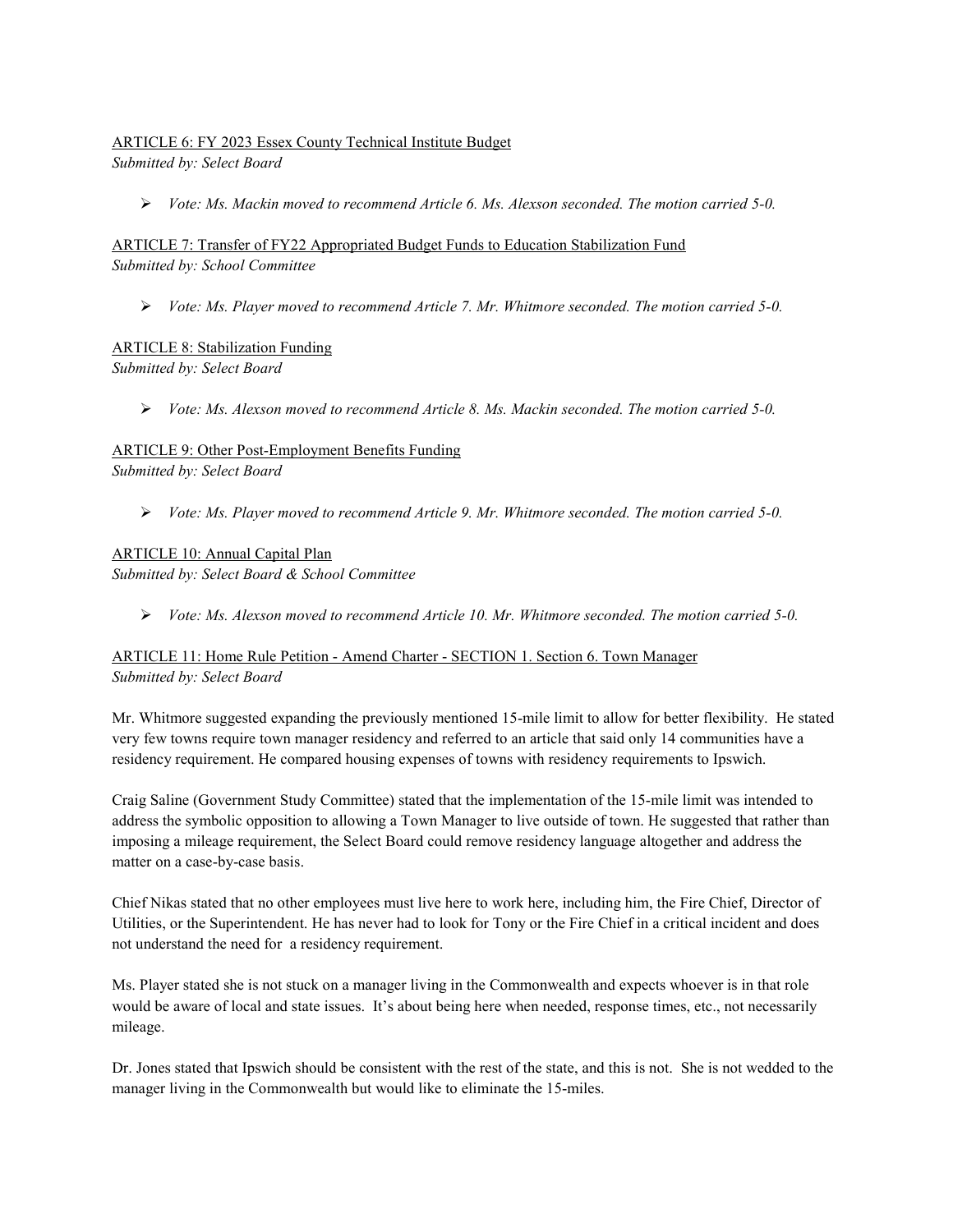ARTICLE 6: FY 2023 Essex County Technical Institute Budget
*Submitted by: Select Board*

- ➢ *Vote: Ms. Mackin moved to recommend Article 6. Ms. Alexson seconded. The motion carried 5-0.*

ARTICLE 7: Transfer of FY22 Appropriated Budget Funds to Education Stabilization Fund
*Submitted by: School Committee*

- ➢ *Vote: Ms. Player moved to recommend Article 7. Mr. Whitmore seconded. The motion carried 5-0.*

ARTICLE 8: Stabilization Funding
*Submitted by: Select Board*

- ➢ *Vote: Ms. Alexson moved to recommend Article 8. Ms. Mackin seconded. The motion carried 5-0.*

ARTICLE 9: Other Post-Employment Benefits Funding
*Submitted by: Select Board*

- ➢ *Vote: Ms. Player moved to recommend Article 9. Mr. Whitmore seconded. The motion carried 5-0.*

ARTICLE 10: Annual Capital Plan
*Submitted by: Select Board & School Committee*

- ➢ *Vote: Ms. Alexson moved to recommend Article 10. Mr. Whitmore seconded. The motion carried 5-0.*

ARTICLE 11: Home Rule Petition - Amend Charter - SECTION 1. Section 6. Town Manager
*Submitted by: Select Board*

Mr. Whitmore suggested expanding the previously mentioned 15-mile limit to allow for better flexibility. He stated very few towns require town manager residency and referred to an article that said only 14 communities have a residency requirement. He compared housing expenses of towns with residency requirements to Ipswich.

Craig Saline (Government Study Committee) stated that the implementation of the 15-mile limit was intended to address the symbolic opposition to allowing a Town Manager to live outside of town. He suggested that rather than imposing a mileage requirement, the Select Board could remove residency language altogether and address the matter on a case-by-case basis.

Chief Nikas stated that no other employees must live here to work here, including him, the Fire Chief, Director of Utilities, or the Superintendent. He has never had to look for Tony or the Fire Chief in a critical incident and does not understand the need for a residency requirement.

Ms. Player stated she is not stuck on a manager living in the Commonwealth and expects whoever is in that role would be aware of local and state issues. It's about being here when needed, response times, etc., not necessarily mileage.

Dr. Jones stated that Ipswich should be consistent with the rest of the state, and this is not. She is not wedded to the manager living in the Commonwealth but would like to eliminate the 15-miles.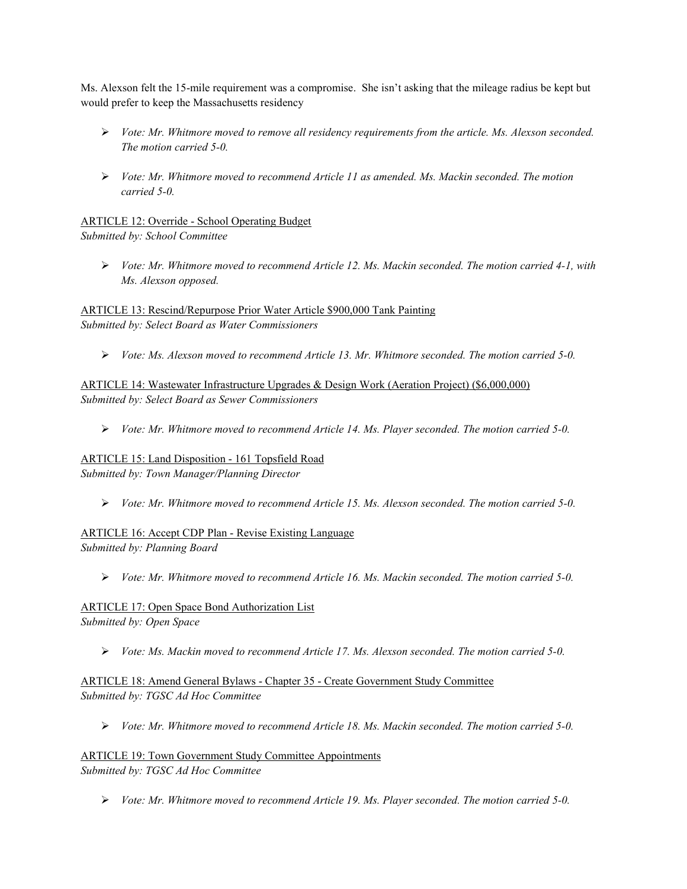Ms. Alexson felt the 15-mile requirement was a compromise. She isn't asking that the mileage radius be kept but would prefer to keep the Massachusetts residency

- *Vote: Mr. Whitmore moved to remove all residency requirements from the article. Ms. Alexson seconded. The motion carried 5-0.*

- *Vote: Mr. Whitmore moved to recommend Article 11 as amended. Ms. Mackin seconded. The motion carried 5-0.*

<u>ARTICLE 12: Override - School Operating Budget</u>
*Submitted by: School Committee*

- *Vote: Mr. Whitmore moved to recommend Article 12. Ms. Mackin seconded. The motion carried 4-1, with Ms. Alexson opposed.*

<u>ARTICLE 13: Rescind/Repurpose Prior Water Article $900,000 Tank Painting</u>
*Submitted by: Select Board as Water Commissioners*

- *Vote: Ms. Alexson moved to recommend Article 13. Mr. Whitmore seconded. The motion carried 5-0.*

<u>ARTICLE 14: Wastewater Infrastructure Upgrades & Design Work (Aeration Project) ($6,000,000)</u>
*Submitted by: Select Board as Sewer Commissioners*

- *Vote: Mr. Whitmore moved to recommend Article 14. Ms. Player seconded. The motion carried 5-0.*

<u>ARTICLE 15: Land Disposition - 161 Topsfield Road</u>
*Submitted by: Town Manager/Planning Director*

- *Vote: Mr. Whitmore moved to recommend Article 15. Ms. Alexson seconded. The motion carried 5-0.*

<u>ARTICLE 16: Accept CDP Plan - Revise Existing Language</u>
*Submitted by: Planning Board*

- *Vote: Mr. Whitmore moved to recommend Article 16. Ms. Mackin seconded. The motion carried 5-0.*

<u>ARTICLE 17: Open Space Bond Authorization List</u>
*Submitted by: Open Space*

- *Vote: Ms. Mackin moved to recommend Article 17. Ms. Alexson seconded. The motion carried 5-0.*

<u>ARTICLE 18: Amend General Bylaws - Chapter 35 - Create Government Study Committee</u>
*Submitted by: TGSC Ad Hoc Committee*

- *Vote: Mr. Whitmore moved to recommend Article 18. Ms. Mackin seconded. The motion carried 5-0.*

<u>ARTICLE 19: Town Government Study Committee Appointments</u>
*Submitted by: TGSC Ad Hoc Committee*

- *Vote: Mr. Whitmore moved to recommend Article 19. Ms. Player seconded. The motion carried 5-0.*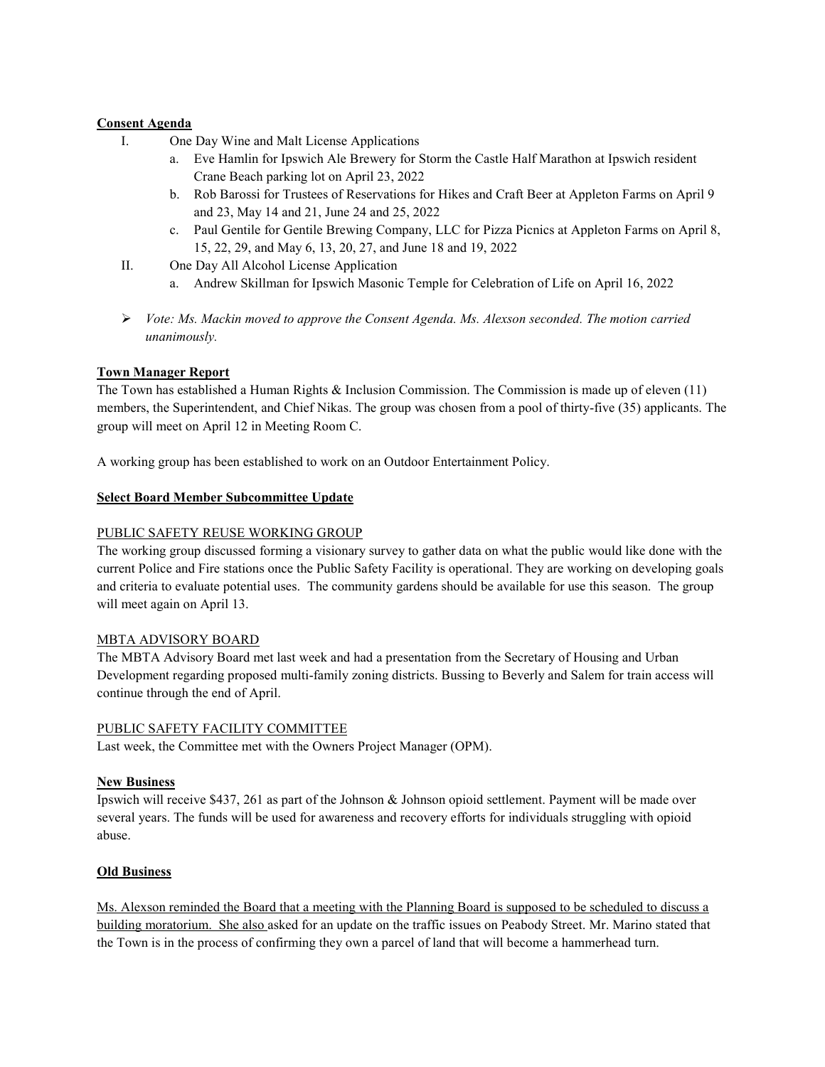**Consent Agenda**

I. One Day Wine and Malt License Applications
   a. Eve Hamlin for Ipswich Ale Brewery for Storm the Castle Half Marathon at Ipswich resident Crane Beach parking lot on April 23, 2022
   b. Rob Barossi for Trustees of Reservations for Hikes and Craft Beer at Appleton Farms on April 9 and 23, May 14 and 21, June 24 and 25, 2022
   c. Paul Gentile for Gentile Brewing Company, LLC for Pizza Picnics at Appleton Farms on April 8, 15, 22, 29, and May 6, 13, 20, 27, and June 18 and 19, 2022

II. One Day All Alcohol License Application
   a. Andrew Skillman for Ipswich Masonic Temple for Celebration of Life on April 16, 2022

- *Vote: Ms. Mackin moved to approve the Consent Agenda. Ms. Alexson seconded. The motion carried unanimously.*

**Town Manager Report**

The Town has established a Human Rights & Inclusion Commission. The Commission is made up of eleven (11) members, the Superintendent, and Chief Nikas. The group was chosen from a pool of thirty-five (35) applicants. The group will meet on April 12 in Meeting Room C.

A working group has been established to work on an Outdoor Entertainment Policy.

**Select Board Member Subcommittee Update**

PUBLIC SAFETY REUSE WORKING GROUP

The working group discussed forming a visionary survey to gather data on what the public would like done with the current Police and Fire stations once the Public Safety Facility is operational. They are working on developing goals and criteria to evaluate potential uses. The community gardens should be available for use this season. The group will meet again on April 13.

MBTA ADVISORY BOARD

The MBTA Advisory Board met last week and had a presentation from the Secretary of Housing and Urban Development regarding proposed multi-family zoning districts. Bussing to Beverly and Salem for train access will continue through the end of April.

PUBLIC SAFETY FACILITY COMMITTEE

Last week, the Committee met with the Owners Project Manager (OPM).

**New Business**

Ipswich will receive $437, 261 as part of the Johnson & Johnson opioid settlement. Payment will be made over several years. The funds will be used for awareness and recovery efforts for individuals struggling with opioid abuse.

**Old Business**

Ms. Alexson reminded the Board that a meeting with the Planning Board is supposed to be scheduled to discuss a building moratorium. She also asked for an update on the traffic issues on Peabody Street. Mr. Marino stated that the Town is in the process of confirming they own a parcel of land that will become a hammerhead turn.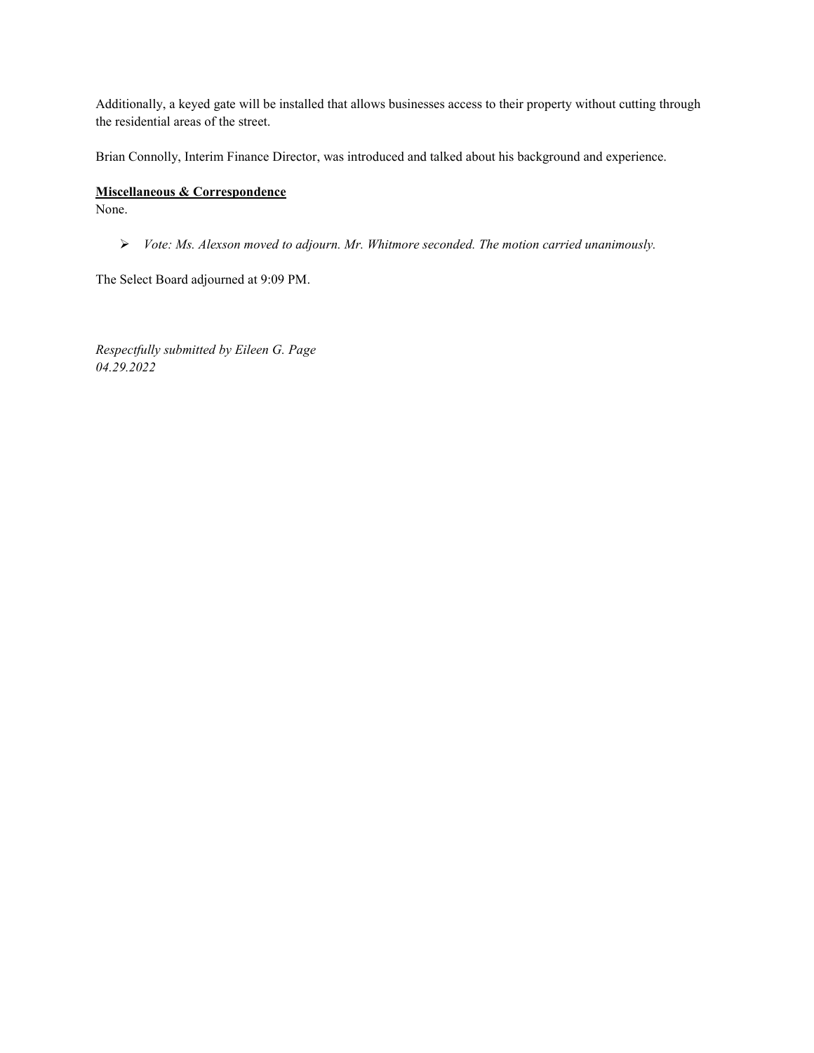Additionally, a keyed gate will be installed that allows businesses access to their property without cutting through the residential areas of the street.

Brian Connolly, Interim Finance Director, was introduced and talked about his background and experience.

**Miscellaneous & Correspondence**

None.

- *Vote: Ms. Alexson moved to adjourn. Mr. Whitmore seconded. The motion carried unanimously.*

The Select Board adjourned at 9:09 PM.

*Respectfully submitted by Eileen G. Page*
*04.29.2022*